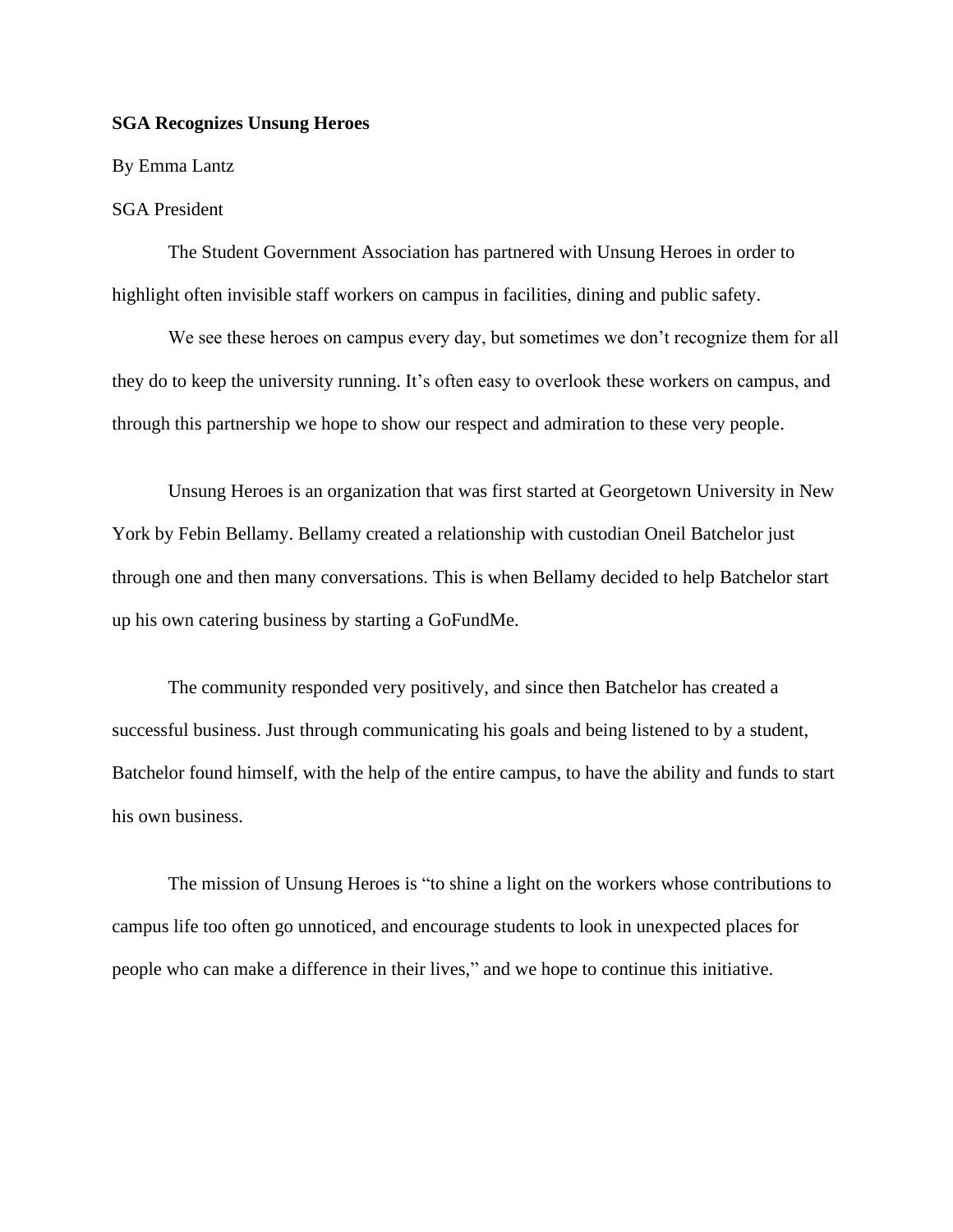**SGA Recognizes Unsung Heroes**

By Emma Lantz

SGA President

The Student Government Association has partnered with Unsung Heroes in order to highlight often invisible staff workers on campus in facilities, dining and public safety.

We see these heroes on campus every day, but sometimes we don't recognize them for all they do to keep the university running. It's often easy to overlook these workers on campus, and through this partnership we hope to show our respect and admiration to these very people.

Unsung Heroes is an organization that was first started at Georgetown University in New York by Febin Bellamy. Bellamy created a relationship with custodian Oneil Batchelor just through one and then many conversations. This is when Bellamy decided to help Batchelor start up his own catering business by starting a GoFundMe.

The community responded very positively, and since then Batchelor has created a successful business. Just through communicating his goals and being listened to by a student, Batchelor found himself, with the help of the entire campus, to have the ability and funds to start his own business.

The mission of Unsung Heroes is "to shine a light on the workers whose contributions to campus life too often go unnoticed, and encourage students to look in unexpected places for people who can make a difference in their lives," and we hope to continue this initiative.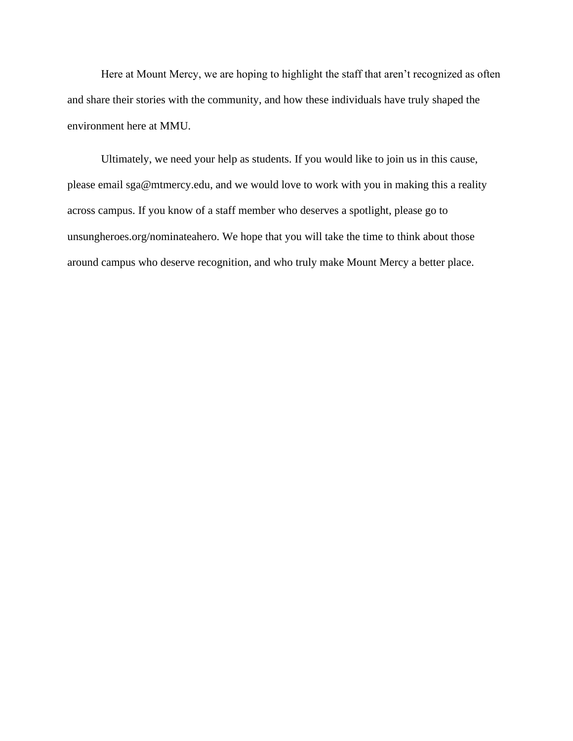Here at Mount Mercy, we are hoping to highlight the staff that aren't recognized as often and share their stories with the community, and how these individuals have truly shaped the environment here at MMU.

Ultimately, we need your help as students. If you would like to join us in this cause, please email sga@mtmercy.edu, and we would love to work with you in making this a reality across campus. If you know of a staff member who deserves a spotlight, please go to unsungheroes.org/nominateahero. We hope that you will take the time to think about those around campus who deserve recognition, and who truly make Mount Mercy a better place.